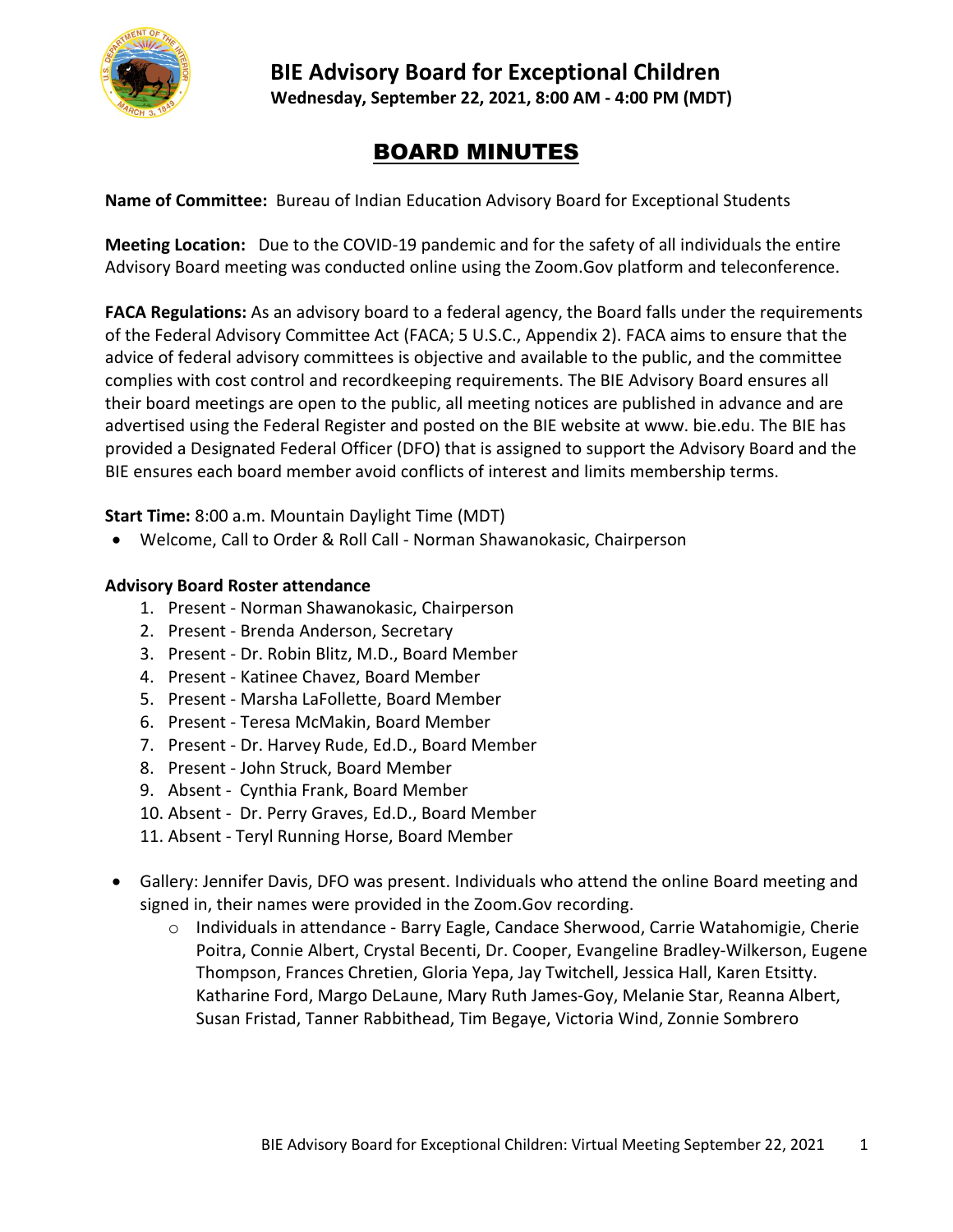# BIE Advisory Board for Exceptional Children

**Wednesday, September 22, 2021, 8:00 AM - 4:00 PM (MDT)**

## BOARD MINUTES

**Name of Committee:** Bureau of Indian Education Advisory Board for Exceptional Students

**Meeting Location:** Due to the COVID-19 pandemic and for the safety of all individuals the entire Advisory Board meeting was conducted online using the Zoom.Gov platform and teleconference.

**FACA Regulations:** As an advisory board to a federal agency, the Board falls under the requirements of the Federal Advisory Committee Act (FACA; 5 U.S.C., Appendix 2). FACA aims to ensure that the advice of federal advisory committees is objective and available to the public, and the committee complies with cost control and recordkeeping requirements. The BIE Advisory Board ensures all their board meetings are open to the public, all meeting notices are published in advance and are advertised using the Federal Register and posted on the BIE website at www. bie.edu. The BIE has provided a Designated Federal Officer (DFO) that is assigned to support the Advisory Board and the BIE ensures each board member avoid conflicts of interest and limits membership terms.

**Start Time:** 8:00 a.m. Mountain Daylight Time (MDT)

- Welcome, Call to Order & Roll Call - Norman Shawanokasic, Chairperson

**Advisory Board Roster attendance**

1. Present - Norman Shawanokasic, Chairperson
2. Present - Brenda Anderson, Secretary
3. Present - Dr. Robin Blitz, M.D., Board Member
4. Present - Katinee Chavez, Board Member
5. Present - Marsha LaFollette, Board Member
6. Present - Teresa McMakin, Board Member
7. Present - Dr. Harvey Rude, Ed.D., Board Member
8. Present - John Struck, Board Member
9. Absent - Cynthia Frank, Board Member
10. Absent - Dr. Perry Graves, Ed.D., Board Member
11. Absent - Teryl Running Horse, Board Member

- Gallery: Jennifer Davis, DFO was present. Individuals who attend the online Board meeting and signed in, their names were provided in the Zoom.Gov recording.
  - Individuals in attendance - Barry Eagle, Candace Sherwood, Carrie Watahomigie, Cherie Poitra, Connie Albert, Crystal Becenti, Dr. Cooper, Evangeline Bradley-Wilkerson, Eugene Thompson, Frances Chretien, Gloria Yepa, Jay Twitchell, Jessica Hall, Karen Etsitty. Katharine Ford, Margo DeLaune, Mary Ruth James-Goy, Melanie Star, Reanna Albert, Susan Fristad, Tanner Rabbithead, Tim Begaye, Victoria Wind, Zonnie Sombrero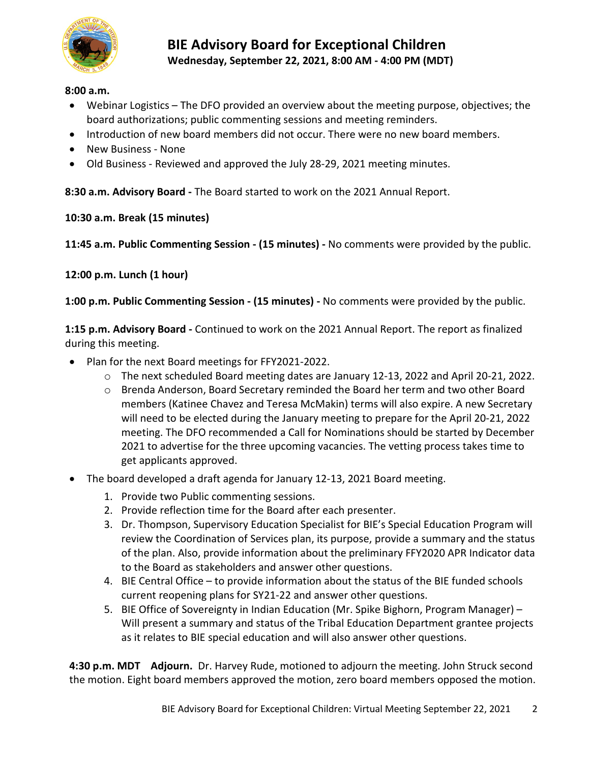# BIE Advisory Board for Exceptional Children

**Wednesday, September 22, 2021, 8:00 AM - 4:00 PM (MDT)**

**8:00 a.m.**

- Webinar Logistics – The DFO provided an overview about the meeting purpose, objectives; the board authorizations; public commenting sessions and meeting reminders.
- Introduction of new board members did not occur. There were no new board members.
- New Business - None
- Old Business - Reviewed and approved the July 28-29, 2021 meeting minutes.

**8:30 a.m. Advisory Board -** The Board started to work on the 2021 Annual Report.

**10:30 a.m. Break (15 minutes)**

**11:45 a.m. Public Commenting Session - (15 minutes) -** No comments were provided by the public.

**12:00 p.m. Lunch (1 hour)**

**1:00 p.m. Public Commenting Session - (15 minutes) -** No comments were provided by the public.

**1:15 p.m. Advisory Board -** Continued to work on the 2021 Annual Report. The report as finalized during this meeting.

- Plan for the next Board meetings for FFY2021-2022.
  - The next scheduled Board meeting dates are January 12-13, 2022 and April 20-21, 2022.
  - Brenda Anderson, Board Secretary reminded the Board her term and two other Board members (Katinee Chavez and Teresa McMakin) terms will also expire. A new Secretary will need to be elected during the January meeting to prepare for the April 20-21, 2022 meeting. The DFO recommended a Call for Nominations should be started by December 2021 to advertise for the three upcoming vacancies. The vetting process takes time to get applicants approved.
- The board developed a draft agenda for January 12-13, 2021 Board meeting.
  1. Provide two Public commenting sessions.
  2. Provide reflection time for the Board after each presenter.
  3. Dr. Thompson, Supervisory Education Specialist for BIE's Special Education Program will review the Coordination of Services plan, its purpose, provide a summary and the status of the plan. Also, provide information about the preliminary FFY2020 APR Indicator data to the Board as stakeholders and answer other questions.
  4. BIE Central Office – to provide information about the status of the BIE funded schools current reopening plans for SY21-22 and answer other questions.
  5. BIE Office of Sovereignty in Indian Education (Mr. Spike Bighorn, Program Manager) – Will present a summary and status of the Tribal Education Department grantee projects as it relates to BIE special education and will also answer other questions.

**4:30 p.m. MDT Adjourn.** Dr. Harvey Rude, motioned to adjourn the meeting. John Struck second the motion. Eight board members approved the motion, zero board members opposed the motion.